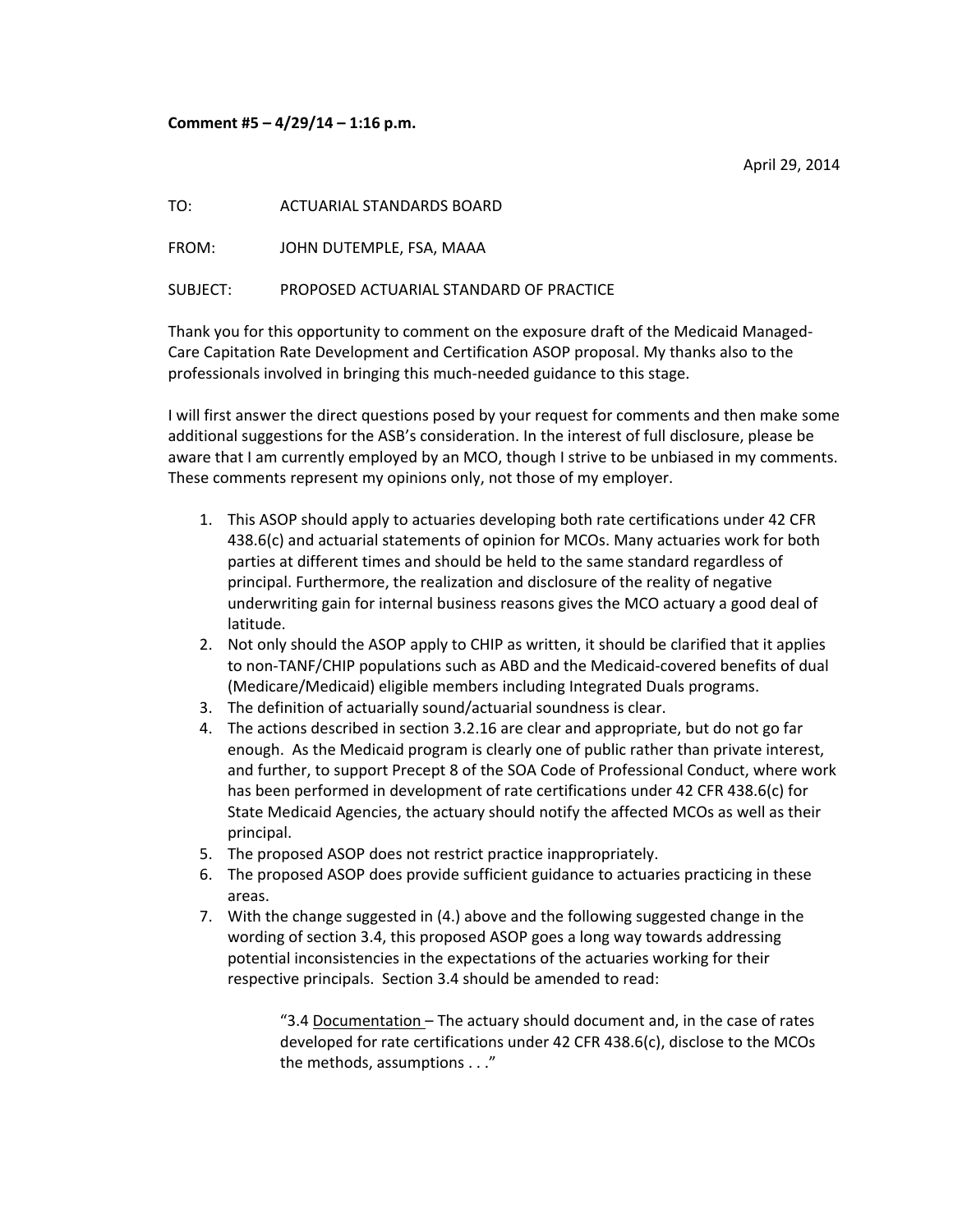**Comment #5 – 4/29/14 – 1:16 p.m.**

April 29, 2014

TO: ACTUARIAL STANDARDS BOARD

FROM: JOHN DUTEMPLE, FSA, MAAA

SUBJECT: PROPOSED ACTUARIAL STANDARD OF PRACTICE

Thank you for this opportunity to comment on the exposure draft of the Medicaid Managed-Care Capitation Rate Development and Certification ASOP proposal. My thanks also to the professionals involved in bringing this much-needed guidance to this stage.

I will first answer the direct questions posed by your request for comments and then make some additional suggestions for the ASB's consideration. In the interest of full disclosure, please be aware that I am currently employed by an MCO, though I strive to be unbiased in my comments. These comments represent my opinions only, not those of my employer.

1. This ASOP should apply to actuaries developing both rate certifications under 42 CFR 438.6(c) and actuarial statements of opinion for MCOs. Many actuaries work for both parties at different times and should be held to the same standard regardless of principal. Furthermore, the realization and disclosure of the reality of negative underwriting gain for internal business reasons gives the MCO actuary a good deal of latitude.
2. Not only should the ASOP apply to CHIP as written, it should be clarified that it applies to non-TANF/CHIP populations such as ABD and the Medicaid-covered benefits of dual (Medicare/Medicaid) eligible members including Integrated Duals programs.
3. The definition of actuarially sound/actuarial soundness is clear.
4. The actions described in section 3.2.16 are clear and appropriate, but do not go far enough. As the Medicaid program is clearly one of public rather than private interest, and further, to support Precept 8 of the SOA Code of Professional Conduct, where work has been performed in development of rate certifications under 42 CFR 438.6(c) for State Medicaid Agencies, the actuary should notify the affected MCOs as well as their principal.
5. The proposed ASOP does not restrict practice inappropriately.
6. The proposed ASOP does provide sufficient guidance to actuaries practicing in these areas.
7. With the change suggested in (4.) above and the following suggested change in the wording of section 3.4, this proposed ASOP goes a long way towards addressing potential inconsistencies in the expectations of the actuaries working for their respective principals. Section 3.4 should be amended to read:

   > "3.4 Documentation – The actuary should document and, in the case of rates developed for rate certifications under 42 CFR 438.6(c), disclose to the MCOs the methods, assumptions . . ."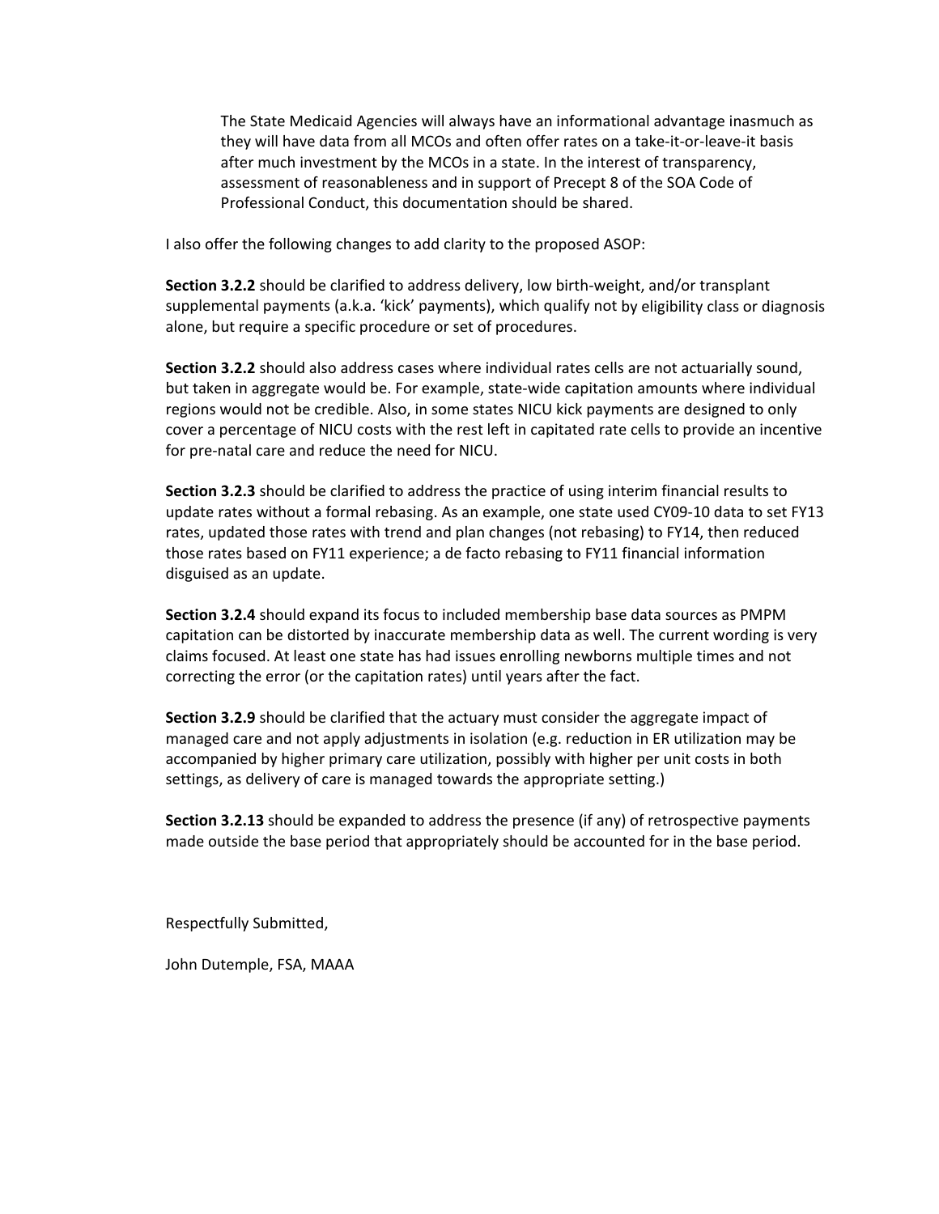> The State Medicaid Agencies will always have an informational advantage inasmuch as they will have data from all MCOs and often offer rates on a take-it-or-leave-it basis after much investment by the MCOs in a state. In the interest of transparency, assessment of reasonableness and in support of Precept 8 of the SOA Code of Professional Conduct, this documentation should be shared.

I also offer the following changes to add clarity to the proposed ASOP:

**Section 3.2.2** should be clarified to address delivery, low birth-weight, and/or transplant supplemental payments (a.k.a. 'kick' payments), which qualify not by eligibility class or diagnosis alone, but require a specific procedure or set of procedures.

**Section 3.2.2** should also address cases where individual rates cells are not actuarially sound, but taken in aggregate would be. For example, state-wide capitation amounts where individual regions would not be credible. Also, in some states NICU kick payments are designed to only cover a percentage of NICU costs with the rest left in capitated rate cells to provide an incentive for pre-natal care and reduce the need for NICU.

**Section 3.2.3** should be clarified to address the practice of using interim financial results to update rates without a formal rebasing. As an example, one state used CY09-10 data to set FY13 rates, updated those rates with trend and plan changes (not rebasing) to FY14, then reduced those rates based on FY11 experience; a de facto rebasing to FY11 financial information disguised as an update.

**Section 3.2.4** should expand its focus to included membership base data sources as PMPM capitation can be distorted by inaccurate membership data as well. The current wording is very claims focused. At least one state has had issues enrolling newborns multiple times and not correcting the error (or the capitation rates) until years after the fact.

**Section 3.2.9** should be clarified that the actuary must consider the aggregate impact of managed care and not apply adjustments in isolation (e.g. reduction in ER utilization may be accompanied by higher primary care utilization, possibly with higher per unit costs in both settings, as delivery of care is managed towards the appropriate setting.)

**Section 3.2.13** should be expanded to address the presence (if any) of retrospective payments made outside the base period that appropriately should be accounted for in the base period.

Respectfully Submitted,

John Dutemple, FSA, MAAA